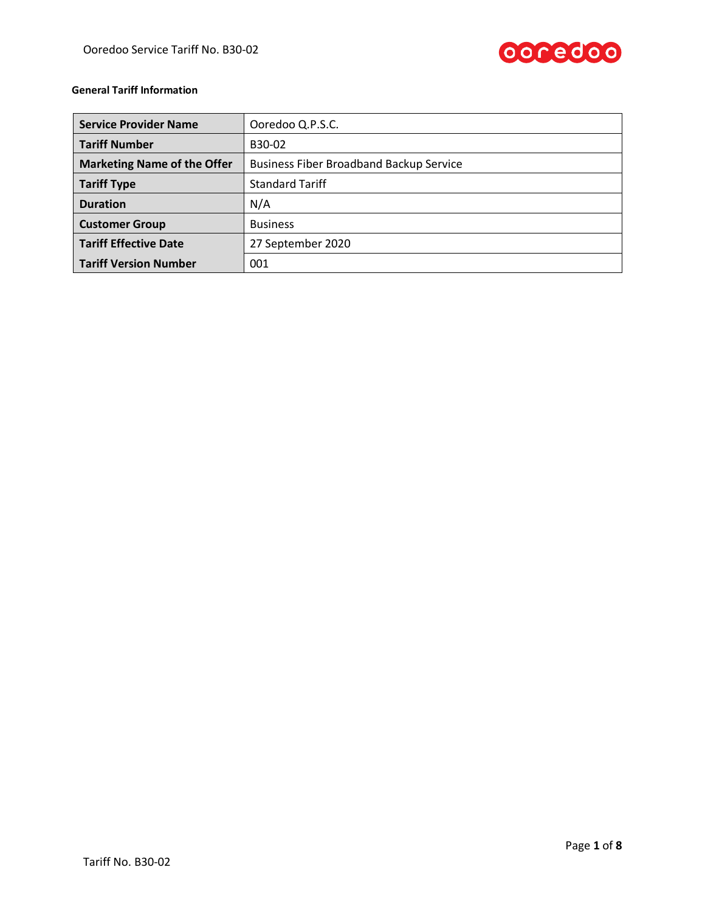**General Tariff Information**

| Service Provider Name | Ooredoo Q.P.S.C. |
|---|---|
| Tariff Number | B30-02 |
| Marketing Name of the Offer | Business Fiber Broadband Backup Service |
| Tariff Type | Standard Tariff |
| Duration | N/A |
| Customer Group | Business |
| Tariff Effective Date | 27 September 2020 |
| Tariff Version Number | 001 |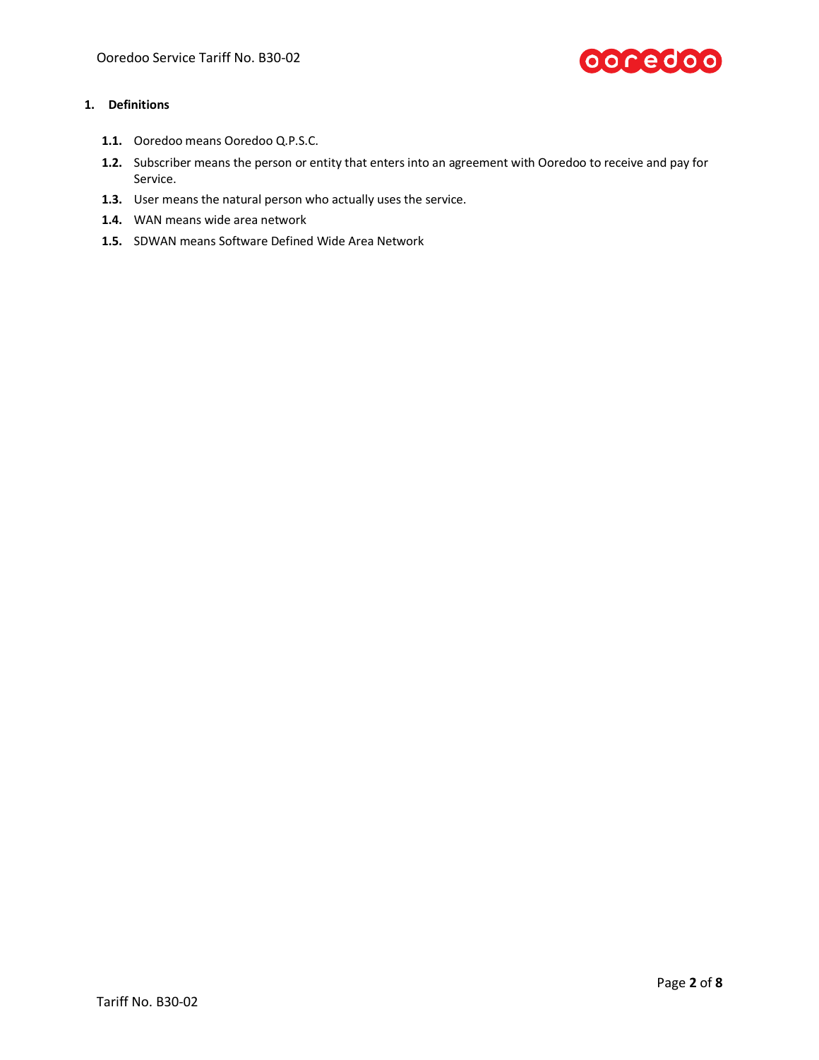## 1. Definitions

**1.1.** Ooredoo means Ooredoo Q.P.S.C.

**1.2.** Subscriber means the person or entity that enters into an agreement with Ooredoo to receive and pay for Service.

**1.3.** User means the natural person who actually uses the service.

**1.4.** WAN means wide area network

**1.5.** SDWAN means Software Defined Wide Area Network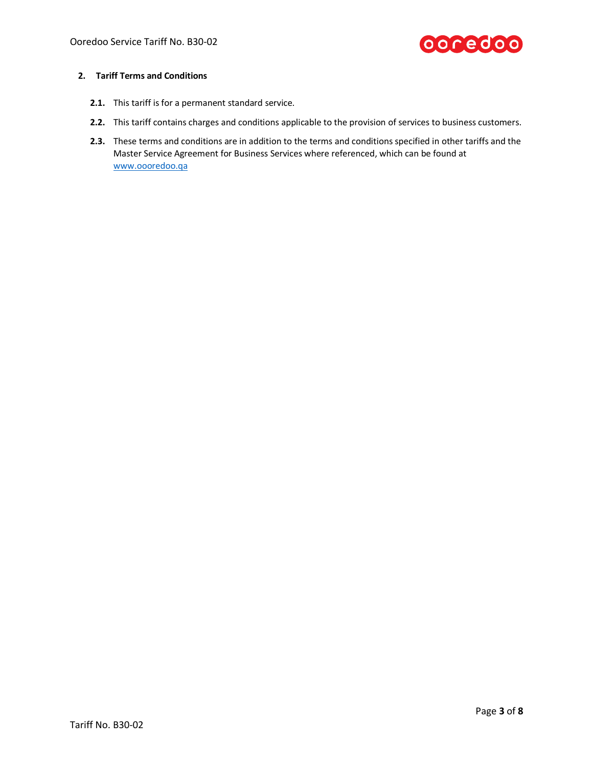## 2. Tariff Terms and Conditions

**2.1.** This tariff is for a permanent standard service.

**2.2.** This tariff contains charges and conditions applicable to the provision of services to business customers.

**2.3.** These terms and conditions are in addition to the terms and conditions specified in other tariffs and the Master Service Agreement for Business Services where referenced, which can be found at [www.oooredoo.qa](www.oooredoo.qa)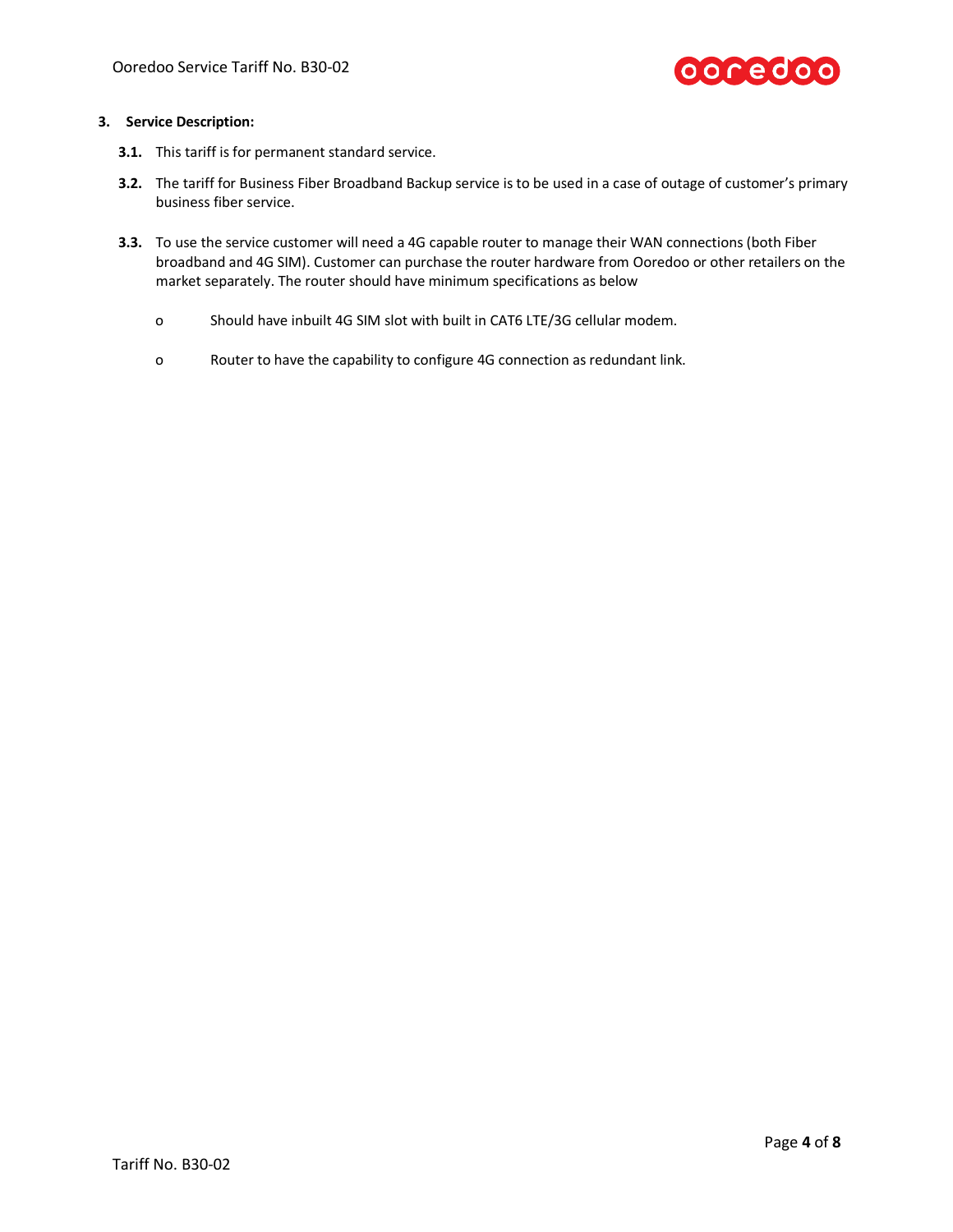## 3. Service Description:

**3.1.** This tariff is for permanent standard service.

**3.2.** The tariff for Business Fiber Broadband Backup service is to be used in a case of outage of customer's primary business fiber service.

**3.3.** To use the service customer will need a 4G capable router to manage their WAN connections (both Fiber broadband and 4G SIM). Customer can purchase the router hardware from Ooredoo or other retailers on the market separately. The router should have minimum specifications as below

- Should have inbuilt 4G SIM slot with built in CAT6 LTE/3G cellular modem.
- Router to have the capability to configure 4G connection as redundant link.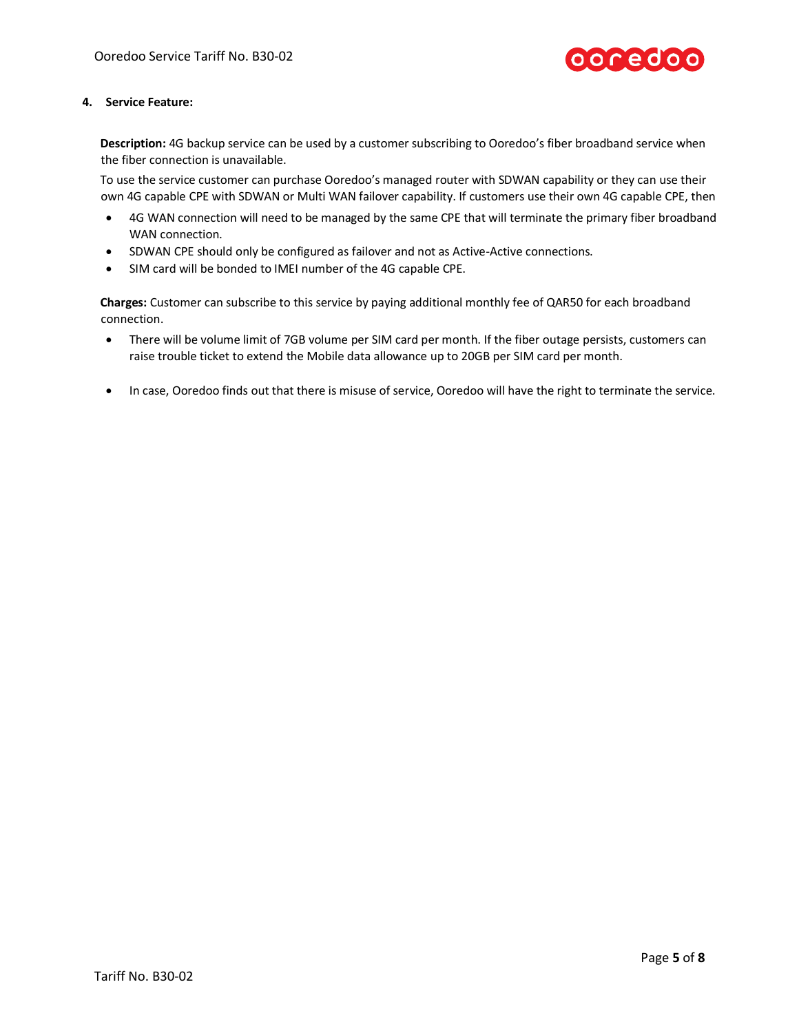## 4. Service Feature:

**Description:** 4G backup service can be used by a customer subscribing to Ooredoo's fiber broadband service when the fiber connection is unavailable.

To use the service customer can purchase Ooredoo's managed router with SDWAN capability or they can use their own 4G capable CPE with SDWAN or Multi WAN failover capability. If customers use their own 4G capable CPE, then

- 4G WAN connection will need to be managed by the same CPE that will terminate the primary fiber broadband WAN connection.
- SDWAN CPE should only be configured as failover and not as Active-Active connections.
- SIM card will be bonded to IMEI number of the 4G capable CPE.

**Charges:** Customer can subscribe to this service by paying additional monthly fee of QAR50 for each broadband connection.

- There will be volume limit of 7GB volume per SIM card per month. If the fiber outage persists, customers can raise trouble ticket to extend the Mobile data allowance up to 20GB per SIM card per month.

- In case, Ooredoo finds out that there is misuse of service, Ooredoo will have the right to terminate the service.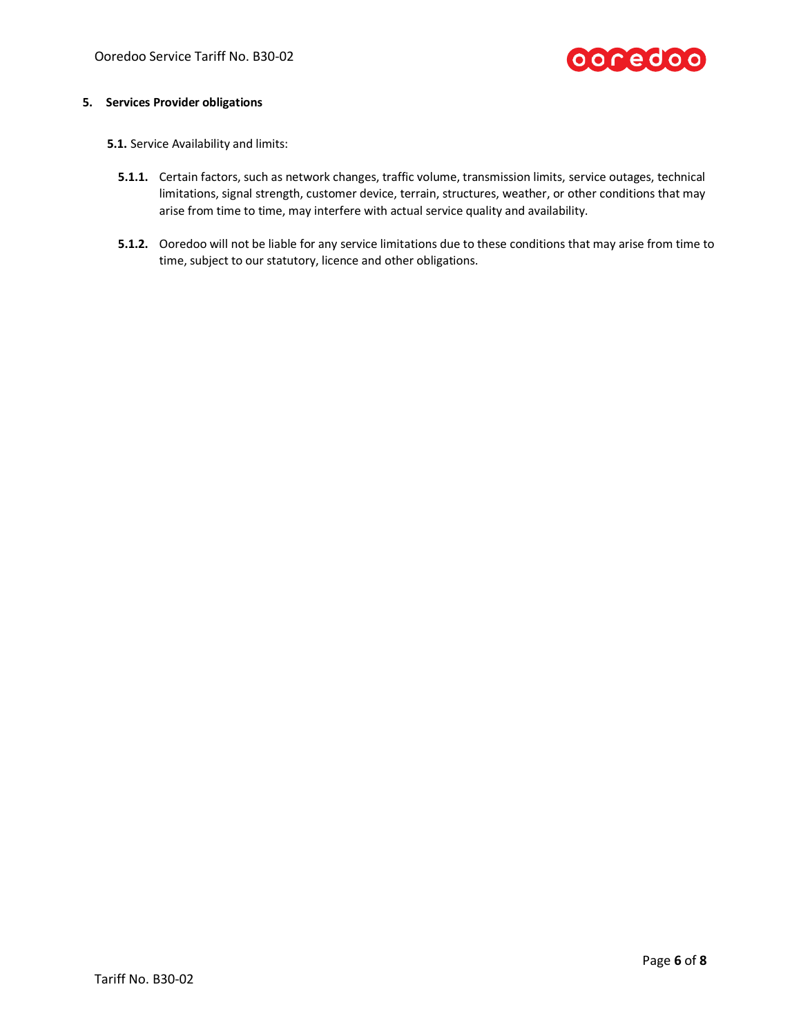## 5. Services Provider obligations

**5.1.** Service Availability and limits:

**5.1.1.** Certain factors, such as network changes, traffic volume, transmission limits, service outages, technical limitations, signal strength, customer device, terrain, structures, weather, or other conditions that may arise from time to time, may interfere with actual service quality and availability.

**5.1.2.** Ooredoo will not be liable for any service limitations due to these conditions that may arise from time to time, subject to our statutory, licence and other obligations.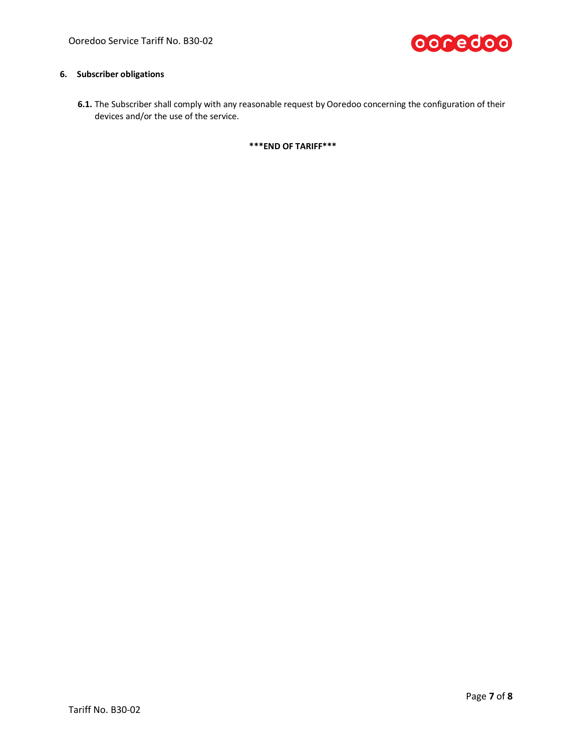## 6. Subscriber obligations

**6.1.** The Subscriber shall comply with any reasonable request by Ooredoo concerning the configuration of their devices and/or the use of the service.

**\*\*\*END OF TARIFF\*\*\***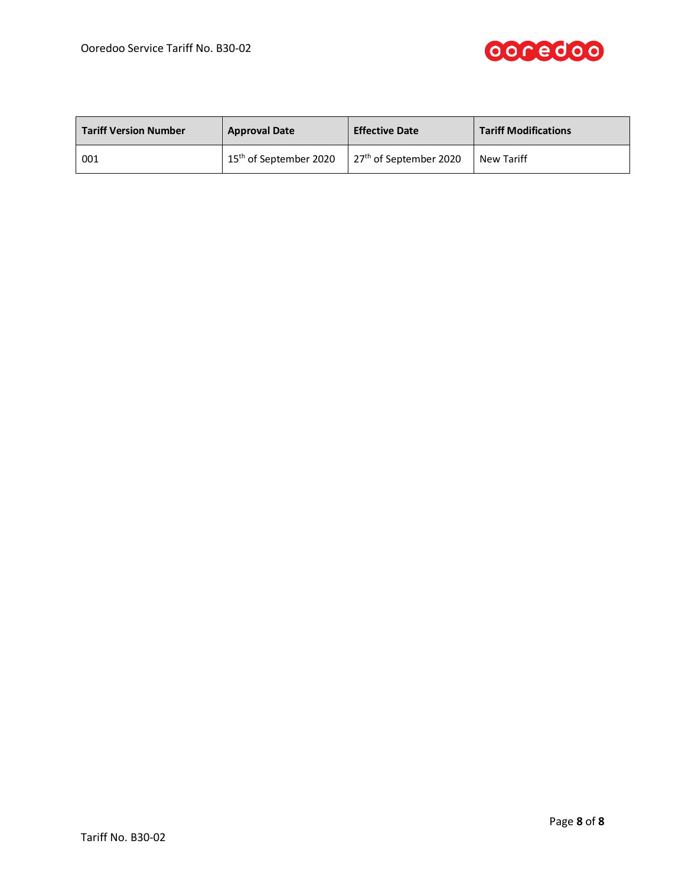| Tariff Version Number | Approval Date | Effective Date | Tariff Modifications |
|---|---|---|---|
| 001 | 15th of September 2020 | 27th of September 2020 | New Tariff |